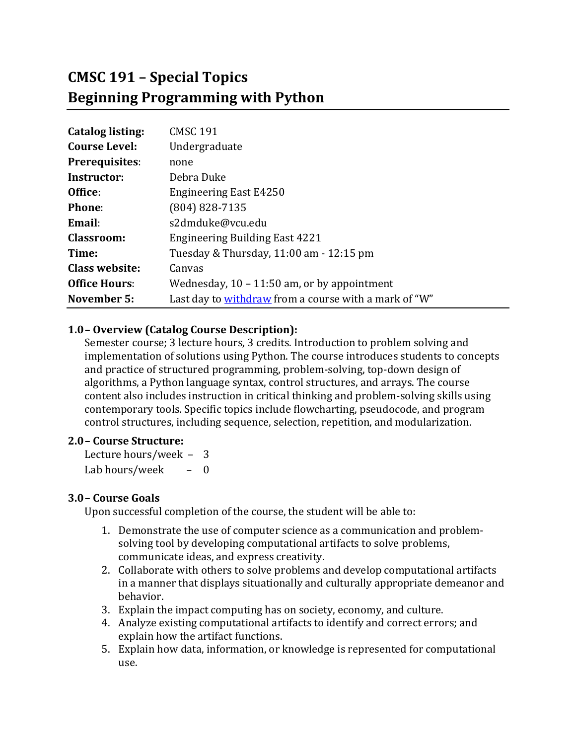# CMSC 191 – Special Topics
# Beginning Programming with Python

| | |
|---|---|
| **Catalog listing:** | CMSC 191 |
| **Course Level:** | Undergraduate |
| **Prerequisites**: | none |
| **Instructor:** | Debra Duke |
| **Office**: | Engineering East E4250 |
| **Phone**: | (804) 828-7135 |
| **Email**: | s2dmduke@vcu.edu |
| **Classroom:** | Engineering Building East 4221 |
| **Time:** | Tuesday & Thursday, 11:00 am - 12:15 pm |
| **Class website:** | Canvas |
| **Office Hours**: | Wednesday, 10 – 11:50 am, or by appointment |
| **November 5:** | Last day to withdraw from a course with a mark of "W" |

## 1.0– Overview (Catalog Course Description):

Semester course; 3 lecture hours, 3 credits. Introduction to problem solving and implementation of solutions using Python. The course introduces students to concepts and practice of structured programming, problem-solving, top-down design of algorithms, a Python language syntax, control structures, and arrays. The course content also includes instruction in critical thinking and problem-solving skills using contemporary tools. Specific topics include flowcharting, pseudocode, and program control structures, including sequence, selection, repetition, and modularization.

## 2.0– Course Structure:

Lecture hours/week – 3
Lab hours/week – 0

## 3.0– Course Goals

Upon successful completion of the course, the student will be able to:

1. Demonstrate the use of computer science as a communication and problem-solving tool by developing computational artifacts to solve problems, communicate ideas, and express creativity.
2. Collaborate with others to solve problems and develop computational artifacts in a manner that displays situationally and culturally appropriate demeanor and behavior.
3. Explain the impact computing has on society, economy, and culture.
4. Analyze existing computational artifacts to identify and correct errors; and explain how the artifact functions.
5. Explain how data, information, or knowledge is represented for computational use.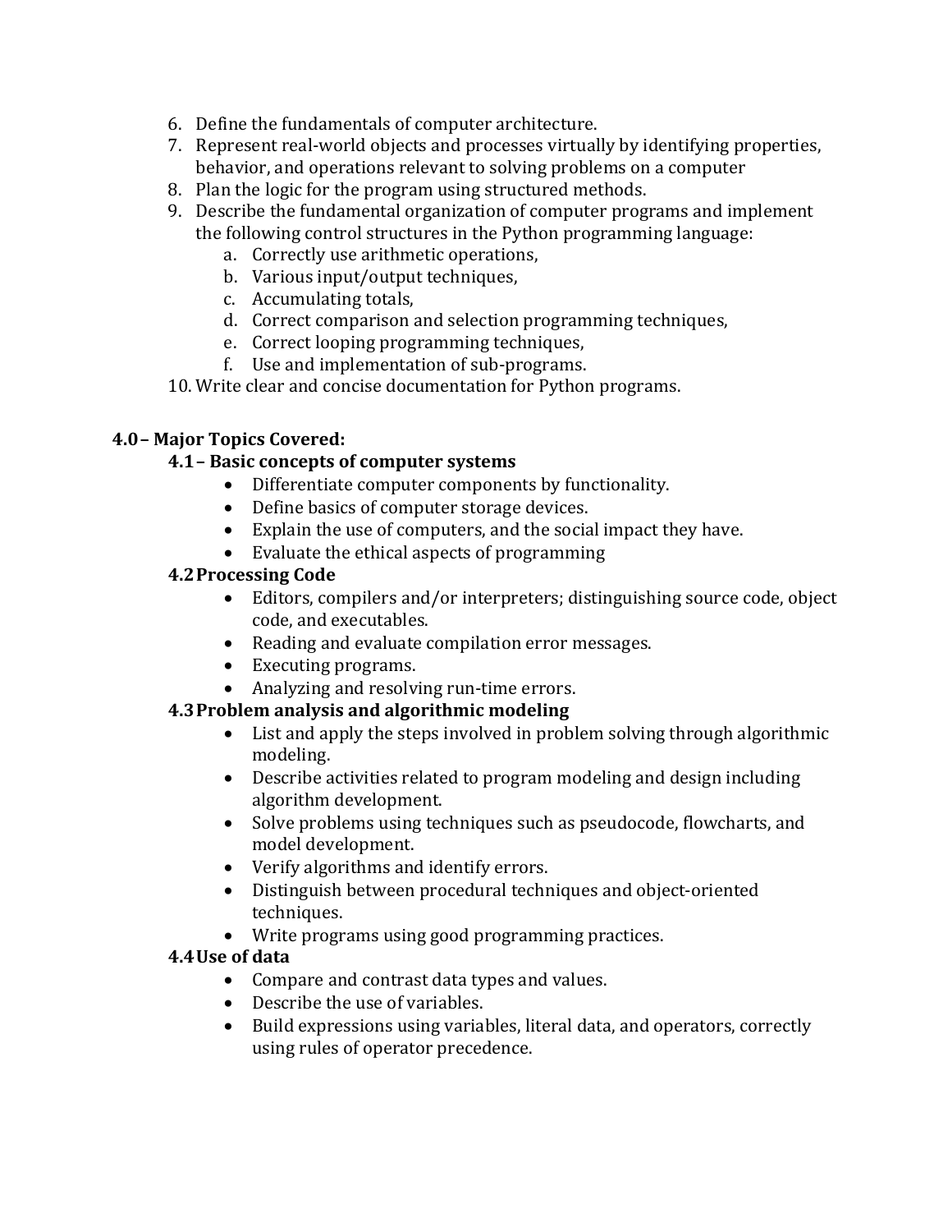6. Define the fundamentals of computer architecture.
7. Represent real-world objects and processes virtually by identifying properties, behavior, and operations relevant to solving problems on a computer
8. Plan the logic for the program using structured methods.
9. Describe the fundamental organization of computer programs and implement the following control structures in the Python programming language:
    a. Correctly use arithmetic operations,
    b. Various input/output techniques,
    c. Accumulating totals,
    d. Correct comparison and selection programming techniques,
    e. Correct looping programming techniques,
    f. Use and implementation of sub-programs.
10. Write clear and concise documentation for Python programs.

## 4.0 – Major Topics Covered:

### 4.1 – Basic concepts of computer systems

- Differentiate computer components by functionality.
- Define basics of computer storage devices.
- Explain the use of computers, and the social impact they have.
- Evaluate the ethical aspects of programming

### 4.2 Processing Code

- Editors, compilers and/or interpreters; distinguishing source code, object code, and executables.
- Reading and evaluate compilation error messages.
- Executing programs.
- Analyzing and resolving run-time errors.

### 4.3 Problem analysis and algorithmic modeling

- List and apply the steps involved in problem solving through algorithmic modeling.
- Describe activities related to program modeling and design including algorithm development.
- Solve problems using techniques such as pseudocode, flowcharts, and model development.
- Verify algorithms and identify errors.
- Distinguish between procedural techniques and object-oriented techniques.
- Write programs using good programming practices.

### 4.4 Use of data

- Compare and contrast data types and values.
- Describe the use of variables.
- Build expressions using variables, literal data, and operators, correctly using rules of operator precedence.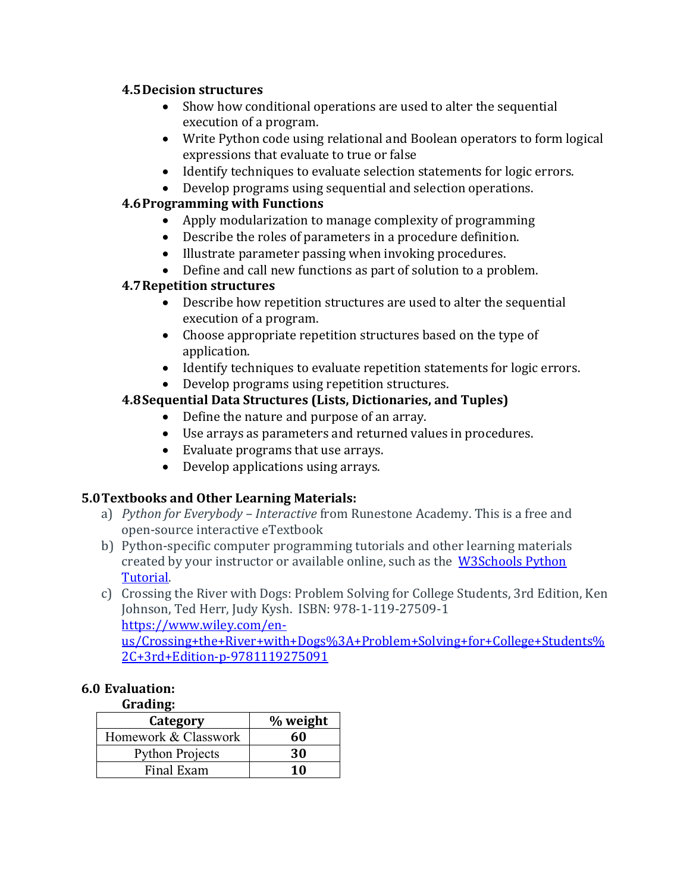### 4.5 Decision structures

- Show how conditional operations are used to alter the sequential execution of a program.
- Write Python code using relational and Boolean operators to form logical expressions that evaluate to true or false
- Identify techniques to evaluate selection statements for logic errors.
- Develop programs using sequential and selection operations.

### 4.6 Programming with Functions

- Apply modularization to manage complexity of programming
- Describe the roles of parameters in a procedure definition.
- Illustrate parameter passing when invoking procedures.
- Define and call new functions as part of solution to a problem.

### 4.7 Repetition structures

- Describe how repetition structures are used to alter the sequential execution of a program.
- Choose appropriate repetition structures based on the type of application.
- Identify techniques to evaluate repetition statements for logic errors.
- Develop programs using repetition structures.

### 4.8 Sequential Data Structures (Lists, Dictionaries, and Tuples)

- Define the nature and purpose of an array.
- Use arrays as parameters and returned values in procedures.
- Evaluate programs that use arrays.
- Develop applications using arrays.

## 5.0 Textbooks and Other Learning Materials:

a) *Python for Everybody – Interactive* from Runestone Academy. This is a free and open-source interactive eTextbook
b) Python-specific computer programming tutorials and other learning materials created by your instructor or available online, such as the [W3Schools Python Tutorial](https://www.w3schools.com/python/).
c) Crossing the River with Dogs: Problem Solving for College Students, 3rd Edition, Ken Johnson, Ted Herr, Judy Kysh. ISBN: 978-1-119-27509-1 https://www.wiley.com/en-us/Crossing+the+River+with+Dogs%3A+Problem+Solving+for+College+Students%2C+3rd+Edition-p-9781119275091

## 6.0 Evaluation:

**Grading:**

| Category | % weight |
|---|---|
| Homework & Classwork | **60** |
| Python Projects | **30** |
| Final Exam | **10** |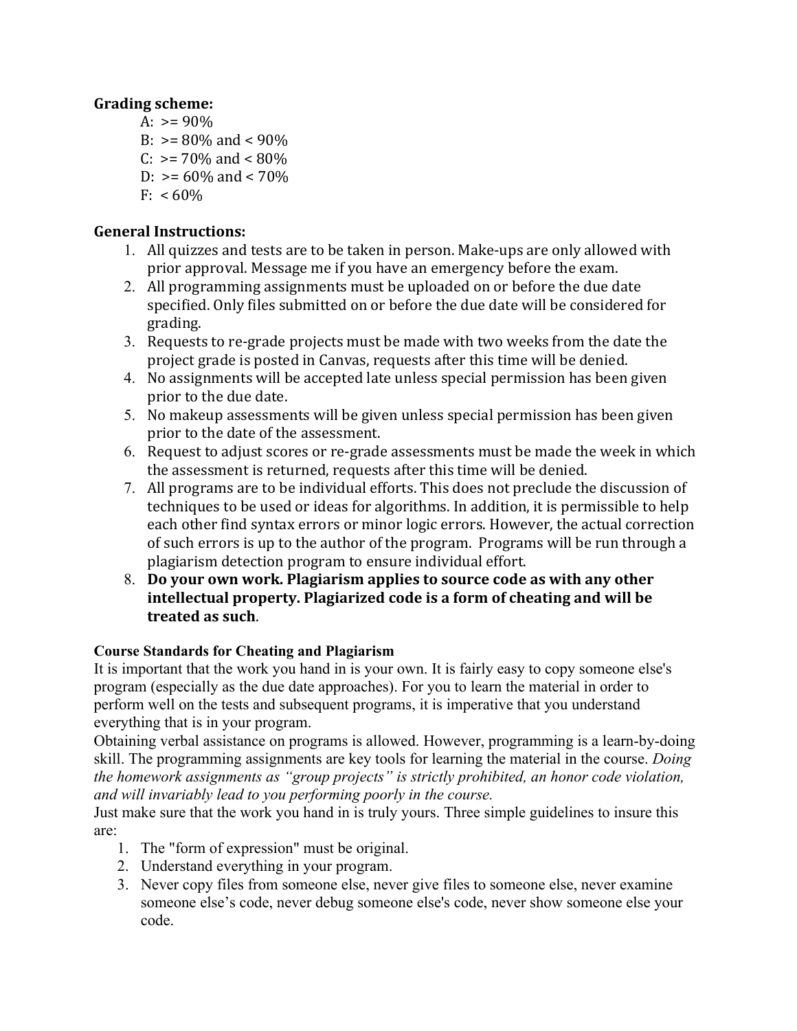**Grading scheme:**

- A: >= 90%
- B: >= 80% and < 90%
- C: >= 70% and < 80%
- D: >= 60% and < 70%
- F: < 60%

**General Instructions:**

1. All quizzes and tests are to be taken in person. Make-ups are only allowed with prior approval. Message me if you have an emergency before the exam.
2. All programming assignments must be uploaded on or before the due date specified. Only files submitted on or before the due date will be considered for grading.
3. Requests to re-grade projects must be made with two weeks from the date the project grade is posted in Canvas, requests after this time will be denied.
4. No assignments will be accepted late unless special permission has been given prior to the due date.
5. No makeup assessments will be given unless special permission has been given prior to the date of the assessment.
6. Request to adjust scores or re-grade assessments must be made the week in which the assessment is returned, requests after this time will be denied.
7. All programs are to be individual efforts. This does not preclude the discussion of techniques to be used or ideas for algorithms. In addition, it is permissible to help each other find syntax errors or minor logic errors. However, the actual correction of such errors is up to the author of the program. Programs will be run through a plagiarism detection program to ensure individual effort.
8. **Do your own work. Plagiarism applies to source code as with any other intellectual property. Plagiarized code is a form of cheating and will be treated as such**.

**Course Standards for Cheating and Plagiarism**

It is important that the work you hand in is your own. It is fairly easy to copy someone else's program (especially as the due date approaches). For you to learn the material in order to perform well on the tests and subsequent programs, it is imperative that you understand everything that is in your program.

Obtaining verbal assistance on programs is allowed. However, programming is a learn-by-doing skill. The programming assignments are key tools for learning the material in the course. *Doing the homework assignments as "group projects" is strictly prohibited, an honor code violation, and will invariably lead to you performing poorly in the course.*

Just make sure that the work you hand in is truly yours. Three simple guidelines to insure this are:

1. The "form of expression" must be original.
2. Understand everything in your program.
3. Never copy files from someone else, never give files to someone else, never examine someone else's code, never debug someone else's code, never show someone else your code.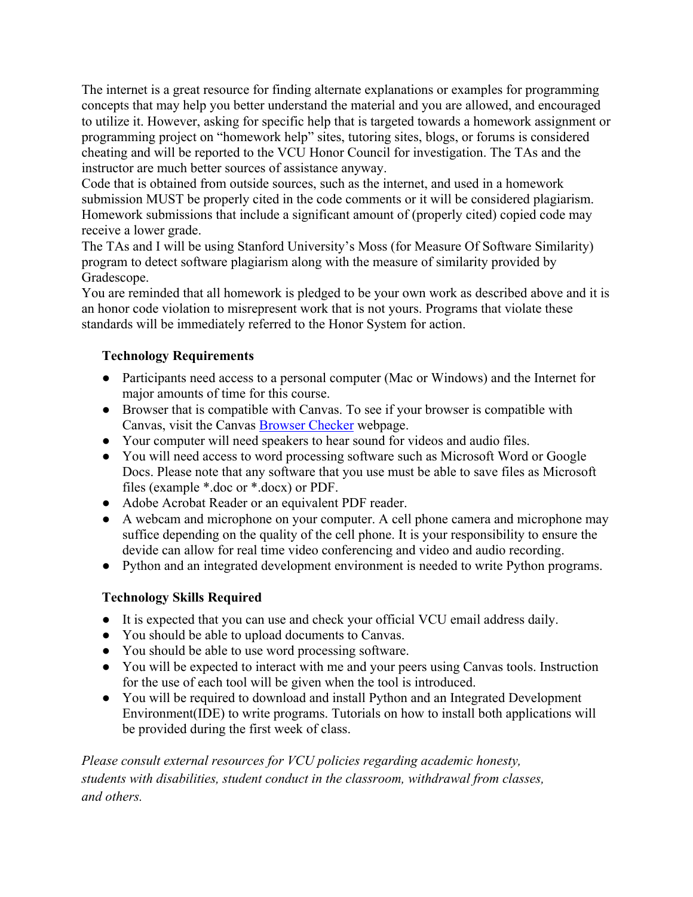The internet is a great resource for finding alternate explanations or examples for programming concepts that may help you better understand the material and you are allowed, and encouraged to utilize it. However, asking for specific help that is targeted towards a homework assignment or programming project on "homework help" sites, tutoring sites, blogs, or forums is considered cheating and will be reported to the VCU Honor Council for investigation. The TAs and the instructor are much better sources of assistance anyway.

Code that is obtained from outside sources, such as the internet, and used in a homework submission MUST be properly cited in the code comments or it will be considered plagiarism. Homework submissions that include a significant amount of (properly cited) copied code may receive a lower grade.

The TAs and I will be using Stanford University's Moss (for Measure Of Software Similarity) program to detect software plagiarism along with the measure of similarity provided by Gradescope.

You are reminded that all homework is pledged to be your own work as described above and it is an honor code violation to misrepresent work that is not yours. Programs that violate these standards will be immediately referred to the Honor System for action.

**Technology Requirements**

- Participants need access to a personal computer (Mac or Windows) and the Internet for major amounts of time for this course.
- Browser that is compatible with Canvas. To see if your browser is compatible with Canvas, visit the Canvas Browser Checker webpage.
- Your computer will need speakers to hear sound for videos and audio files.
- You will need access to word processing software such as Microsoft Word or Google Docs. Please note that any software that you use must be able to save files as Microsoft files (example *.doc or *.docx) or PDF.
- Adobe Acrobat Reader or an equivalent PDF reader.
- A webcam and microphone on your computer. A cell phone camera and microphone may suffice depending on the quality of the cell phone. It is your responsibility to ensure the devide can allow for real time video conferencing and video and audio recording.
- Python and an integrated development environment is needed to write Python programs.

**Technology Skills Required**

- It is expected that you can use and check your official VCU email address daily.
- You should be able to upload documents to Canvas.
- You should be able to use word processing software.
- You will be expected to interact with me and your peers using Canvas tools. Instruction for the use of each tool will be given when the tool is introduced.
- You will be required to download and install Python and an Integrated Development Environment(IDE) to write programs. Tutorials on how to install both applications will be provided during the first week of class.

*Please consult external resources for VCU policies regarding academic honesty, students with disabilities, student conduct in the classroom, withdrawal from classes, and others.*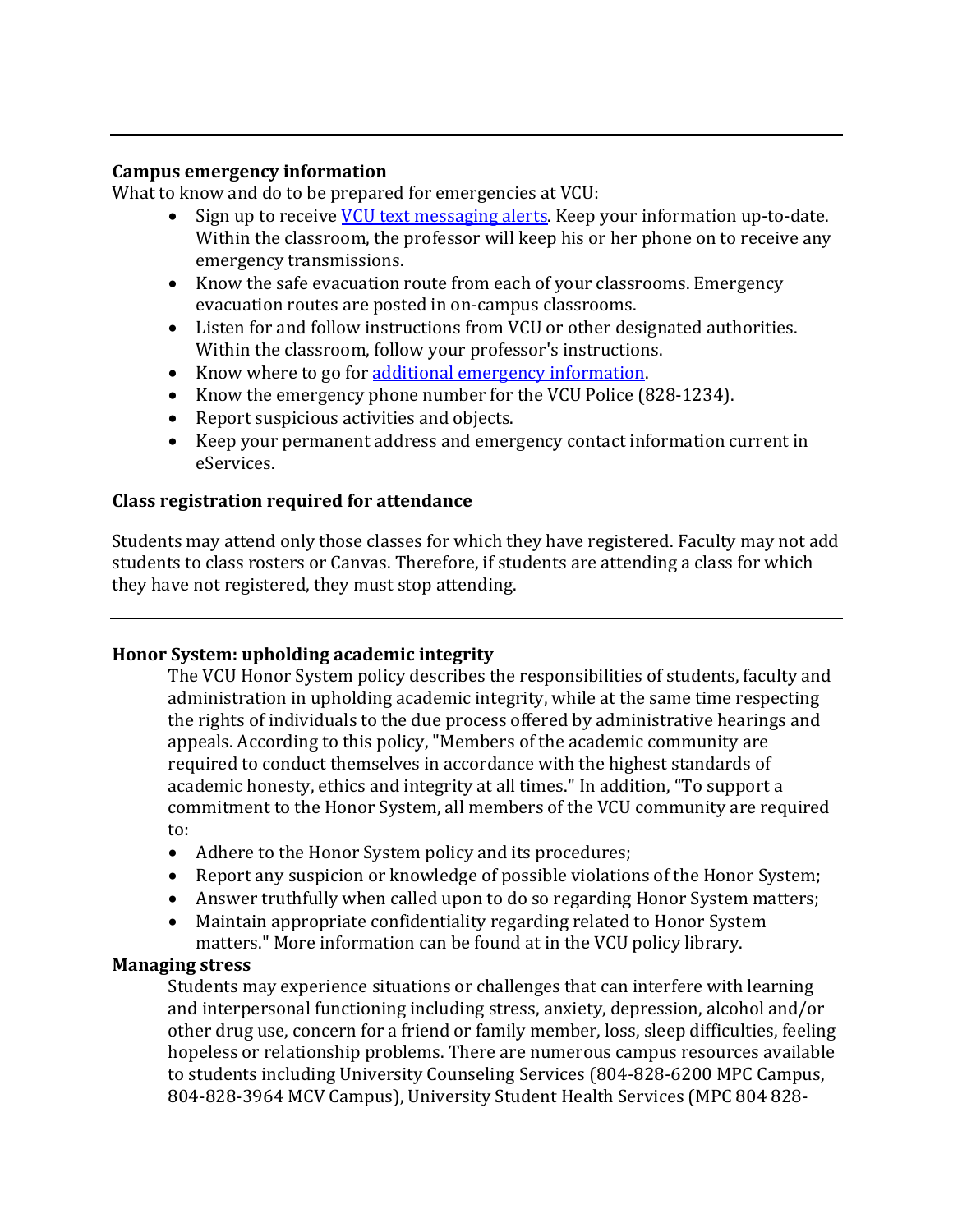---

**Campus emergency information**

What to know and do to be prepared for emergencies at VCU:

- Sign up to receive VCU text messaging alerts. Keep your information up-to-date. Within the classroom, the professor will keep his or her phone on to receive any emergency transmissions.
- Know the safe evacuation route from each of your classrooms. Emergency evacuation routes are posted in on-campus classrooms.
- Listen for and follow instructions from VCU or other designated authorities. Within the classroom, follow your professor's instructions.
- Know where to go for additional emergency information.
- Know the emergency phone number for the VCU Police (828-1234).
- Report suspicious activities and objects.
- Keep your permanent address and emergency contact information current in eServices.

**Class registration required for attendance**

Students may attend only those classes for which they have registered. Faculty may not add students to class rosters or Canvas. Therefore, if students are attending a class for which they have not registered, they must stop attending.

---

**Honor System: upholding academic integrity**

The VCU Honor System policy describes the responsibilities of students, faculty and administration in upholding academic integrity, while at the same time respecting the rights of individuals to the due process offered by administrative hearings and appeals. According to this policy, "Members of the academic community are required to conduct themselves in accordance with the highest standards of academic honesty, ethics and integrity at all times." In addition, "To support a commitment to the Honor System, all members of the VCU community are required to:

- Adhere to the Honor System policy and its procedures;
- Report any suspicion or knowledge of possible violations of the Honor System;
- Answer truthfully when called upon to do so regarding Honor System matters;
- Maintain appropriate confidentiality regarding related to Honor System matters." More information can be found at in the VCU policy library.

**Managing stress**

Students may experience situations or challenges that can interfere with learning and interpersonal functioning including stress, anxiety, depression, alcohol and/or other drug use, concern for a friend or family member, loss, sleep difficulties, feeling hopeless or relationship problems. There are numerous campus resources available to students including University Counseling Services (804-828-6200 MPC Campus, 804-828-3964 MCV Campus), University Student Health Services (MPC 804 828-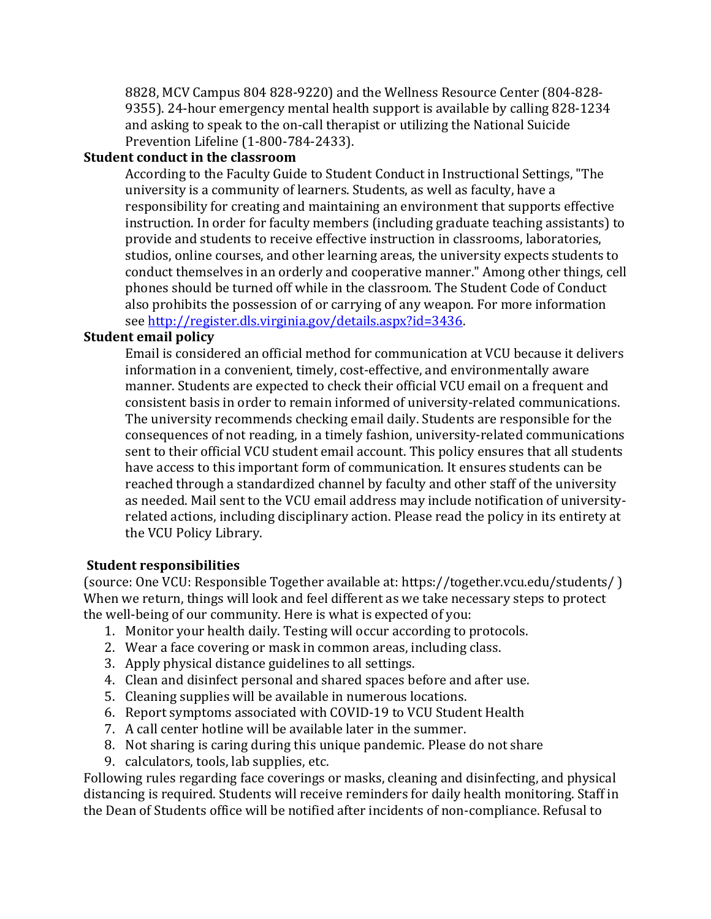8828, MCV Campus 804 828-9220) and the Wellness Resource Center (804-828-9355). 24-hour emergency mental health support is available by calling 828-1234 and asking to speak to the on-call therapist or utilizing the National Suicide Prevention Lifeline (1-800-784-2433).

**Student conduct in the classroom**

According to the Faculty Guide to Student Conduct in Instructional Settings, "The university is a community of learners. Students, as well as faculty, have a responsibility for creating and maintaining an environment that supports effective instruction. In order for faculty members (including graduate teaching assistants) to provide and students to receive effective instruction in classrooms, laboratories, studios, online courses, and other learning areas, the university expects students to conduct themselves in an orderly and cooperative manner." Among other things, cell phones should be turned off while in the classroom. The Student Code of Conduct also prohibits the possession of or carrying of any weapon. For more information see [http://register.dls.virginia.gov/details.aspx?id=3436](http://register.dls.virginia.gov/details.aspx?id=3436).

**Student email policy**

Email is considered an official method for communication at VCU because it delivers information in a convenient, timely, cost-effective, and environmentally aware manner. Students are expected to check their official VCU email on a frequent and consistent basis in order to remain informed of university-related communications. The university recommends checking email daily. Students are responsible for the consequences of not reading, in a timely fashion, university-related communications sent to their official VCU student email account. This policy ensures that all students have access to this important form of communication. It ensures students can be reached through a standardized channel by faculty and other staff of the university as needed. Mail sent to the VCU email address may include notification of university-related actions, including disciplinary action. Please read the policy in its entirety at the VCU Policy Library.

**Student responsibilities**

(source: One VCU: Responsible Together available at: https://together.vcu.edu/students/ )
When we return, things will look and feel different as we take necessary steps to protect the well-being of our community. Here is what is expected of you:

1. Monitor your health daily. Testing will occur according to protocols.
2. Wear a face covering or mask in common areas, including class.
3. Apply physical distance guidelines to all settings.
4. Clean and disinfect personal and shared spaces before and after use.
5. Cleaning supplies will be available in numerous locations.
6. Report symptoms associated with COVID-19 to VCU Student Health
7. A call center hotline will be available later in the summer.
8. Not sharing is caring during this unique pandemic. Please do not share
9. calculators, tools, lab supplies, etc.

Following rules regarding face coverings or masks, cleaning and disinfecting, and physical distancing is required. Students will receive reminders for daily health monitoring. Staff in the Dean of Students office will be notified after incidents of non-compliance. Refusal to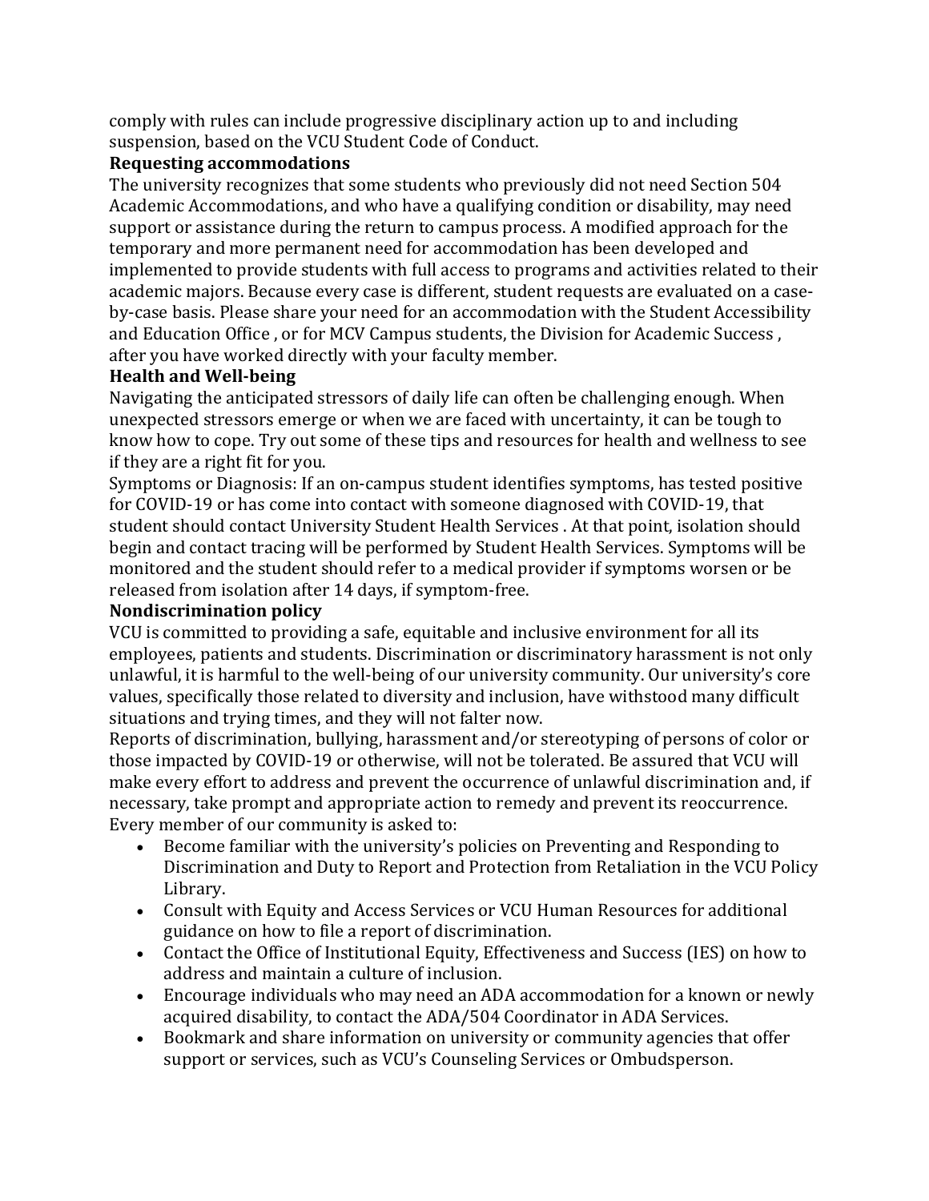comply with rules can include progressive disciplinary action up to and including suspension, based on the VCU Student Code of Conduct.

**Requesting accommodations**

The university recognizes that some students who previously did not need Section 504 Academic Accommodations, and who have a qualifying condition or disability, may need support or assistance during the return to campus process. A modified approach for the temporary and more permanent need for accommodation has been developed and implemented to provide students with full access to programs and activities related to their academic majors. Because every case is different, student requests are evaluated on a case-by-case basis. Please share your need for an accommodation with the Student Accessibility and Education Office , or for MCV Campus students, the Division for Academic Success , after you have worked directly with your faculty member.

**Health and Well-being**

Navigating the anticipated stressors of daily life can often be challenging enough. When unexpected stressors emerge or when we are faced with uncertainty, it can be tough to know how to cope. Try out some of these tips and resources for health and wellness to see if they are a right fit for you.

Symptoms or Diagnosis: If an on-campus student identifies symptoms, has tested positive for COVID-19 or has come into contact with someone diagnosed with COVID-19, that student should contact University Student Health Services . At that point, isolation should begin and contact tracing will be performed by Student Health Services. Symptoms will be monitored and the student should refer to a medical provider if symptoms worsen or be released from isolation after 14 days, if symptom-free.

**Nondiscrimination policy**

VCU is committed to providing a safe, equitable and inclusive environment for all its employees, patients and students. Discrimination or discriminatory harassment is not only unlawful, it is harmful to the well-being of our university community. Our university's core values, specifically those related to diversity and inclusion, have withstood many difficult situations and trying times, and they will not falter now.

Reports of discrimination, bullying, harassment and/or stereotyping of persons of color or those impacted by COVID-19 or otherwise, will not be tolerated. Be assured that VCU will make every effort to address and prevent the occurrence of unlawful discrimination and, if necessary, take prompt and appropriate action to remedy and prevent its reoccurrence. Every member of our community is asked to:

- Become familiar with the university's policies on Preventing and Responding to Discrimination and Duty to Report and Protection from Retaliation in the VCU Policy Library.
- Consult with Equity and Access Services or VCU Human Resources for additional guidance on how to file a report of discrimination.
- Contact the Office of Institutional Equity, Effectiveness and Success (IES) on how to address and maintain a culture of inclusion.
- Encourage individuals who may need an ADA accommodation for a known or newly acquired disability, to contact the ADA/504 Coordinator in ADA Services.
- Bookmark and share information on university or community agencies that offer support or services, such as VCU's Counseling Services or Ombudsperson.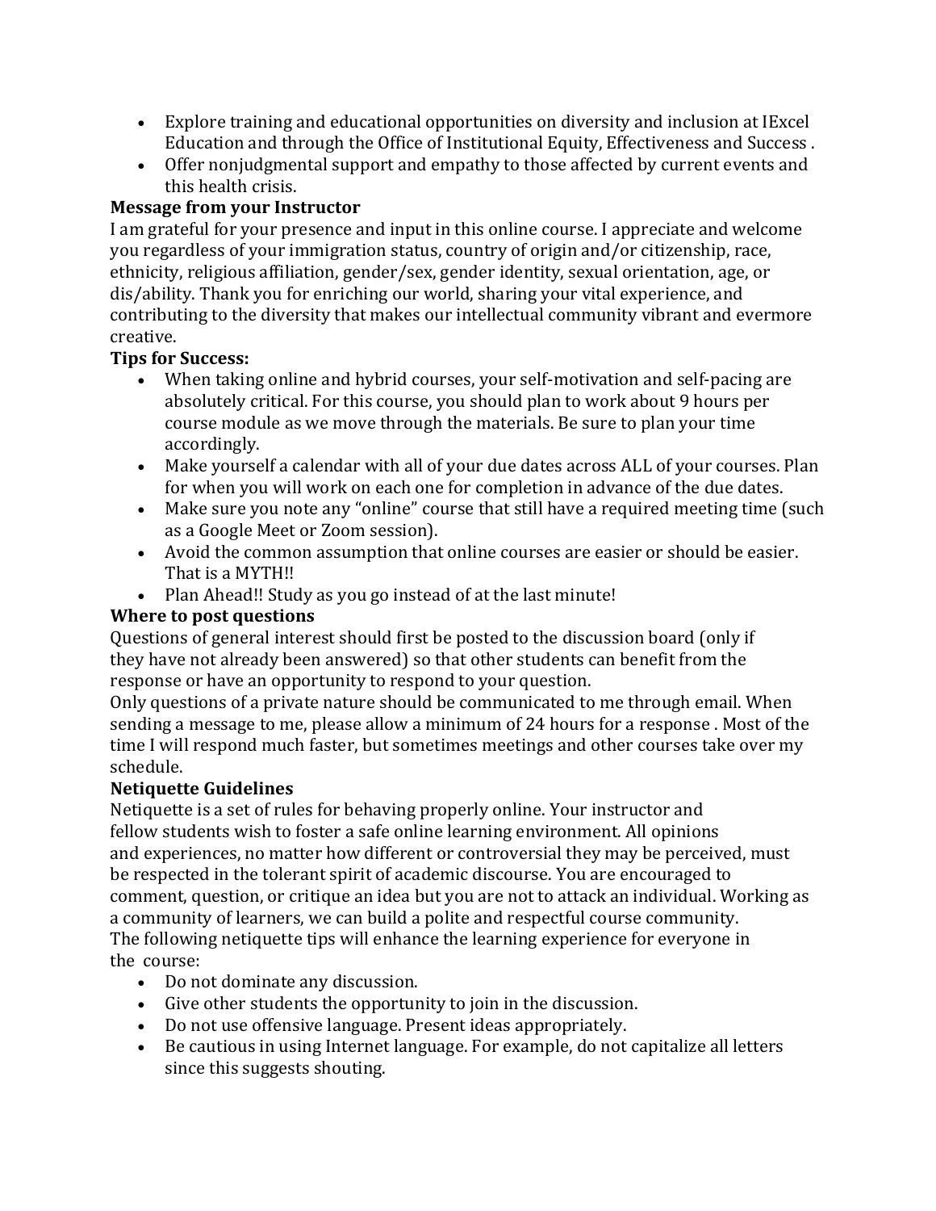- Explore training and educational opportunities on diversity and inclusion at IExcel Education and through the Office of Institutional Equity, Effectiveness and Success .
- Offer nonjudgmental support and empathy to those affected by current events and this health crisis.

**Message from your Instructor**

I am grateful for your presence and input in this online course. I appreciate and welcome you regardless of your immigration status, country of origin and/or citizenship, race, ethnicity, religious affiliation, gender/sex, gender identity, sexual orientation, age, or dis/ability. Thank you for enriching our world, sharing your vital experience, and contributing to the diversity that makes our intellectual community vibrant and evermore creative.

**Tips for Success:**

- When taking online and hybrid courses, your self-motivation and self-pacing are absolutely critical. For this course, you should plan to work about 9 hours per course module as we move through the materials. Be sure to plan your time accordingly.
- Make yourself a calendar with all of your due dates across ALL of your courses. Plan for when you will work on each one for completion in advance of the due dates.
- Make sure you note any "online" course that still have a required meeting time (such as a Google Meet or Zoom session).
- Avoid the common assumption that online courses are easier or should be easier. That is a MYTH!!
- Plan Ahead!! Study as you go instead of at the last minute!

**Where to post questions**

Questions of general interest should first be posted to the discussion board (only if they have not already been answered) so that other students can benefit from the response or have an opportunity to respond to your question.

Only questions of a private nature should be communicated to me through email. When sending a message to me, please allow a minimum of 24 hours for a response . Most of the time I will respond much faster, but sometimes meetings and other courses take over my schedule.

**Netiquette Guidelines**

Netiquette is a set of rules for behaving properly online. Your instructor and fellow students wish to foster a safe online learning environment. All opinions and experiences, no matter how different or controversial they may be perceived, must be respected in the tolerant spirit of academic discourse. You are encouraged to comment, question, or critique an idea but you are not to attack an individual. Working as a community of learners, we can build a polite and respectful course community. The following netiquette tips will enhance the learning experience for everyone in the course:

- Do not dominate any discussion.
- Give other students the opportunity to join in the discussion.
- Do not use offensive language. Present ideas appropriately.
- Be cautious in using Internet language. For example, do not capitalize all letters since this suggests shouting.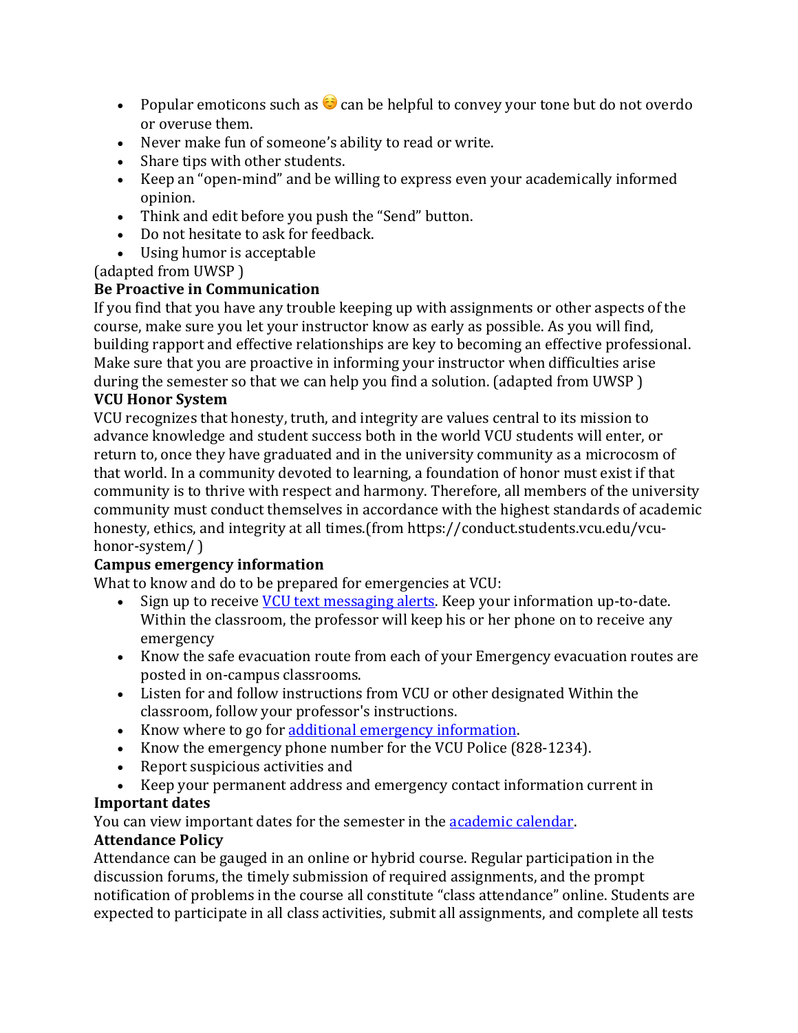- Popular emoticons such as ☺️ can be helpful to convey your tone but do not overdo or overuse them.
- Never make fun of someone's ability to read or write.
- Share tips with other students.
- Keep an "open-mind" and be willing to express even your academically informed opinion.
- Think and edit before you push the "Send" button.
- Do not hesitate to ask for feedback.
- Using humor is acceptable

(adapted from UWSP )

**Be Proactive in Communication**

If you find that you have any trouble keeping up with assignments or other aspects of the course, make sure you let your instructor know as early as possible. As you will find, building rapport and effective relationships are key to becoming an effective professional. Make sure that you are proactive in informing your instructor when difficulties arise during the semester so that we can help you find a solution. (adapted from UWSP )

**VCU Honor System**

VCU recognizes that honesty, truth, and integrity are values central to its mission to advance knowledge and student success both in the world VCU students will enter, or return to, once they have graduated and in the university community as a microcosm of that world. In a community devoted to learning, a foundation of honor must exist if that community is to thrive with respect and harmony. Therefore, all members of the university community must conduct themselves in accordance with the highest standards of academic honesty, ethics, and integrity at all times.(from https://conduct.students.vcu.edu/vcu-honor-system/ )

**Campus emergency information**

What to know and do to be prepared for emergencies at VCU:

- Sign up to receive VCU text messaging alerts. Keep your information up-to-date. Within the classroom, the professor will keep his or her phone on to receive any emergency
- Know the safe evacuation route from each of your Emergency evacuation routes are posted in on-campus classrooms.
- Listen for and follow instructions from VCU or other designated Within the classroom, follow your professor's instructions.
- Know where to go for additional emergency information.
- Know the emergency phone number for the VCU Police (828-1234).
- Report suspicious activities and
- Keep your permanent address and emergency contact information current in

**Important dates**

You can view important dates for the semester in the academic calendar.

**Attendance Policy**

Attendance can be gauged in an online or hybrid course. Regular participation in the discussion forums, the timely submission of required assignments, and the prompt notification of problems in the course all constitute "class attendance" online. Students are expected to participate in all class activities, submit all assignments, and complete all tests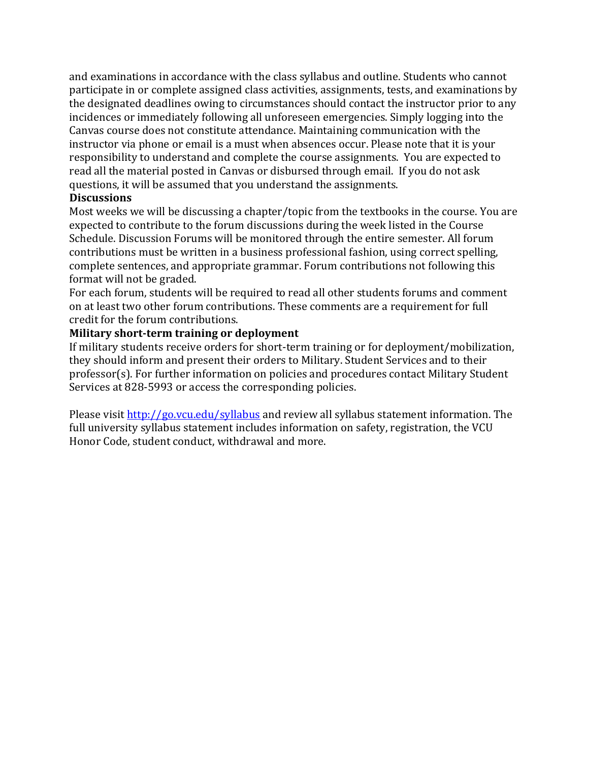and examinations in accordance with the class syllabus and outline. Students who cannot participate in or complete assigned class activities, assignments, tests, and examinations by the designated deadlines owing to circumstances should contact the instructor prior to any incidences or immediately following all unforeseen emergencies. Simply logging into the Canvas course does not constitute attendance. Maintaining communication with the instructor via phone or email is a must when absences occur. Please note that it is your responsibility to understand and complete the course assignments. You are expected to read all the material posted in Canvas or disbursed through email. If you do not ask questions, it will be assumed that you understand the assignments.

**Discussions**

Most weeks we will be discussing a chapter/topic from the textbooks in the course. You are expected to contribute to the forum discussions during the week listed in the Course Schedule. Discussion Forums will be monitored through the entire semester. All forum contributions must be written in a business professional fashion, using correct spelling, complete sentences, and appropriate grammar. Forum contributions not following this format will not be graded.

For each forum, students will be required to read all other students forums and comment on at least two other forum contributions. These comments are a requirement for full credit for the forum contributions.

**Military short-term training or deployment**

If military students receive orders for short-term training or for deployment/mobilization, they should inform and present their orders to Military. Student Services and to their professor(s). For further information on policies and procedures contact Military Student Services at 828-5993 or access the corresponding policies.

Please visit [http://go.vcu.edu/syllabus](http://go.vcu.edu/syllabus) and review all syllabus statement information. The full university syllabus statement includes information on safety, registration, the VCU Honor Code, student conduct, withdrawal and more.